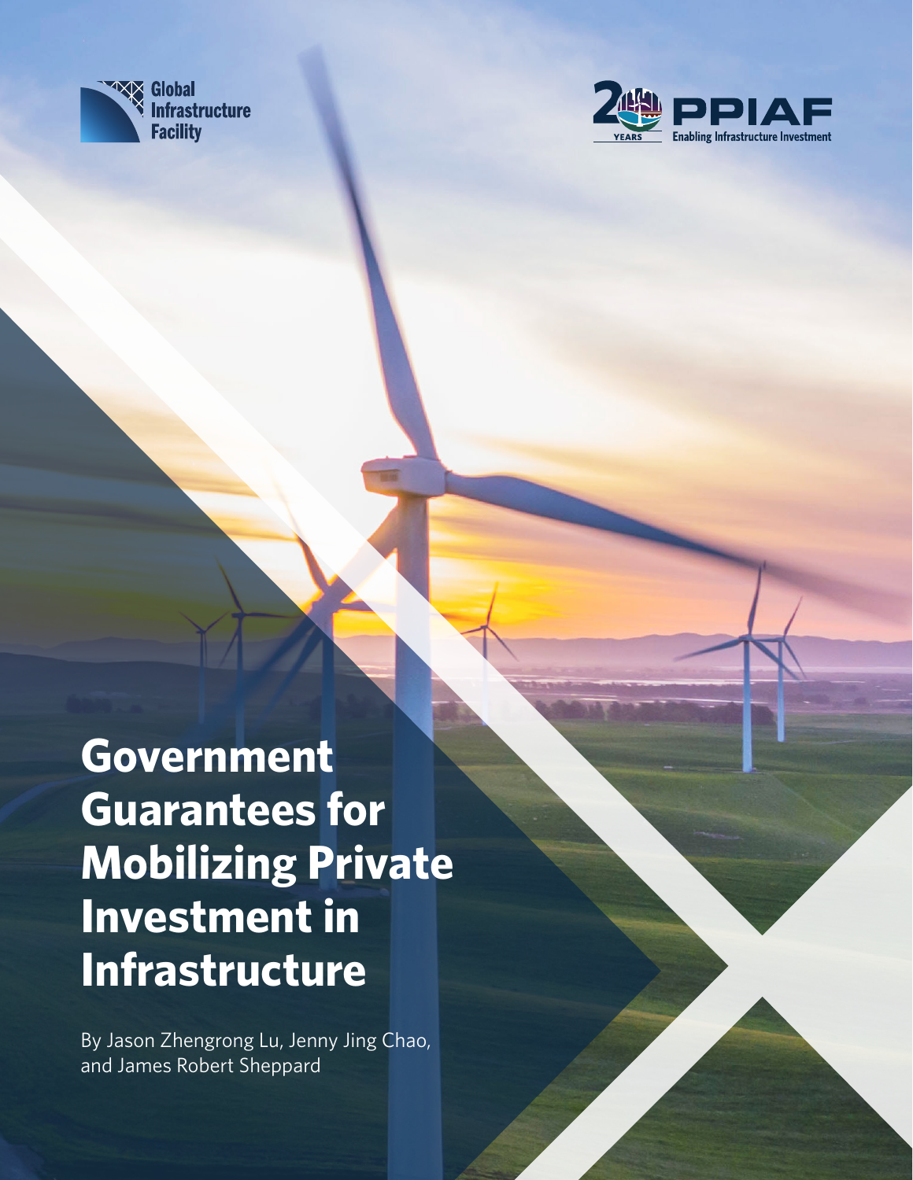Global Infrastructure Facility

PPIAF — 20 YEARS — Enabling Infrastructure Investment

# Government Guarantees for Mobilizing Private Investment in Infrastructure

By Jason Zhengrong Lu, Jenny Jing Chao, and James Robert Sheppard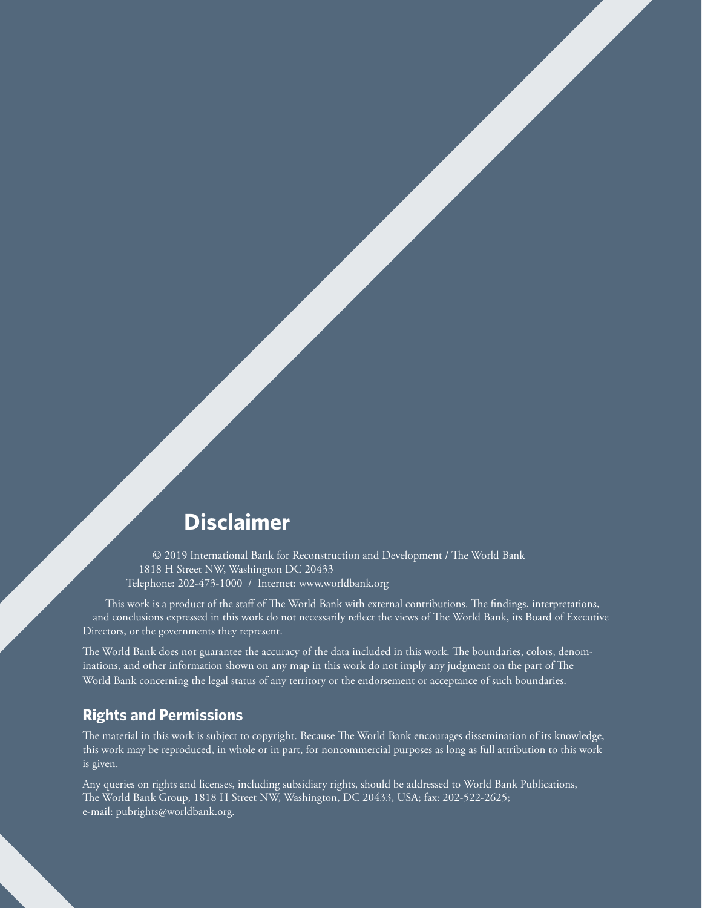## Disclaimer

© 2019 International Bank for Reconstruction and Development / The World Bank
1818 H Street NW, Washington DC 20433
Telephone: 202-473-1000 / Internet: www.worldbank.org

This work is a product of the staff of The World Bank with external contributions. The findings, interpretations, and conclusions expressed in this work do not necessarily reflect the views of The World Bank, its Board of Executive Directors, or the governments they represent.

The World Bank does not guarantee the accuracy of the data included in this work. The boundaries, colors, denominations, and other information shown on any map in this work do not imply any judgment on the part of The World Bank concerning the legal status of any territory or the endorsement or acceptance of such boundaries.

### Rights and Permissions

The material in this work is subject to copyright. Because The World Bank encourages dissemination of its knowledge, this work may be reproduced, in whole or in part, for noncommercial purposes as long as full attribution to this work is given.

Any queries on rights and licenses, including subsidiary rights, should be addressed to World Bank Publications, The World Bank Group, 1818 H Street NW, Washington, DC 20433, USA; fax: 202-522-2625; e-mail: pubrights@worldbank.org.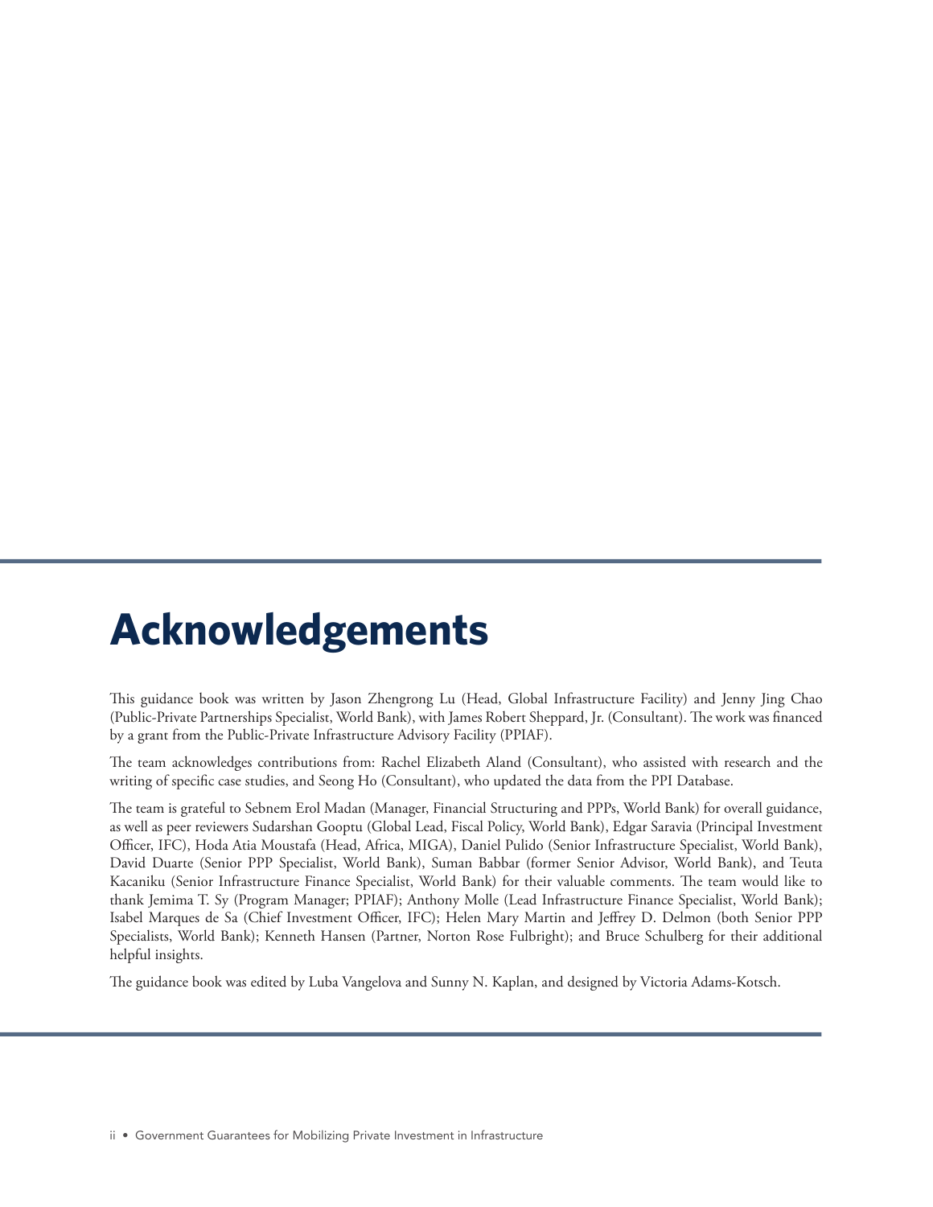# Acknowledgements

This guidance book was written by Jason Zhengrong Lu (Head, Global Infrastructure Facility) and Jenny Jing Chao (Public-Private Partnerships Specialist, World Bank), with James Robert Sheppard, Jr. (Consultant). The work was financed by a grant from the Public-Private Infrastructure Advisory Facility (PPIAF).

The team acknowledges contributions from: Rachel Elizabeth Aland (Consultant), who assisted with research and the writing of specific case studies, and Seong Ho (Consultant), who updated the data from the PPI Database.

The team is grateful to Sebnem Erol Madan (Manager, Financial Structuring and PPPs, World Bank) for overall guidance, as well as peer reviewers Sudarshan Gooptu (Global Lead, Fiscal Policy, World Bank), Edgar Saravia (Principal Investment Officer, IFC), Hoda Atia Moustafa (Head, Africa, MIGA), Daniel Pulido (Senior Infrastructure Specialist, World Bank), David Duarte (Senior PPP Specialist, World Bank), Suman Babbar (former Senior Advisor, World Bank), and Teuta Kacaniku (Senior Infrastructure Finance Specialist, World Bank) for their valuable comments. The team would like to thank Jemima T. Sy (Program Manager; PPIAF); Anthony Molle (Lead Infrastructure Finance Specialist, World Bank); Isabel Marques de Sa (Chief Investment Officer, IFC); Helen Mary Martin and Jeffrey D. Delmon (both Senior PPP Specialists, World Bank); Kenneth Hansen (Partner, Norton Rose Fulbright); and Bruce Schulberg for their additional helpful insights.

The guidance book was edited by Luba Vangelova and Sunny N. Kaplan, and designed by Victoria Adams-Kotsch.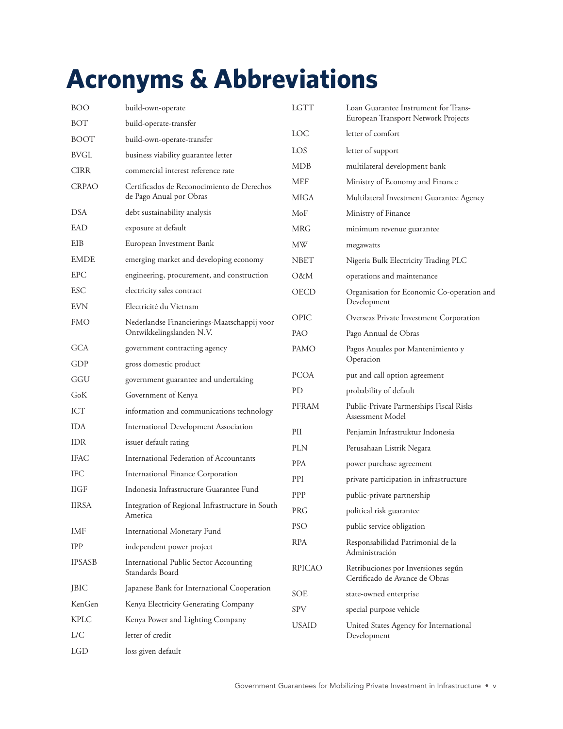# Acronyms & Abbreviations

| | |
|---|---|
| BOO | build-own-operate |
| BOT | build-operate-transfer |
| BOOT | build-own-operate-transfer |
| BVGL | business viability guarantee letter |
| CIRR | commercial interest reference rate |
| CRPAO | Certificados de Reconocimiento de Derechos de Pago Anual por Obras |
| DSA | debt sustainability analysis |
| EAD | exposure at default |
| EIB | European Investment Bank |
| EMDE | emerging market and developing economy |
| EPC | engineering, procurement, and construction |
| ESC | electricity sales contract |
| EVN | Electricité du Vietnam |
| FMO | Nederlandse Financierings-Maatschappij voor Ontwikkelingslanden N.V. |
| GCA | government contracting agency |
| GDP | gross domestic product |
| GGU | government guarantee and undertaking |
| GoK | Government of Kenya |
| ICT | information and communications technology |
| IDA | International Development Association |
| IDR | issuer default rating |
| IFAC | International Federation of Accountants |
| IFC | International Finance Corporation |
| IIGF | Indonesia Infrastructure Guarantee Fund |
| IIRSA | Integration of Regional Infrastructure in South America |
| IMF | International Monetary Fund |
| IPP | independent power project |
| IPSASB | International Public Sector Accounting Standards Board |
| JBIC | Japanese Bank for International Cooperation |
| KenGen | Kenya Electricity Generating Company |
| KPLC | Kenya Power and Lighting Company |
| L/C | letter of credit |
| LGD | loss given default |
| LGTT | Loan Guarantee Instrument for Trans-European Transport Network Projects |
| LOC | letter of comfort |
| LOS | letter of support |
| MDB | multilateral development bank |
| MEF | Ministry of Economy and Finance |
| MIGA | Multilateral Investment Guarantee Agency |
| MoF | Ministry of Finance |
| MRG | minimum revenue guarantee |
| MW | megawatts |
| NBET | Nigeria Bulk Electricity Trading PLC |
| O&M | operations and maintenance |
| OECD | Organisation for Economic Co-operation and Development |
| OPIC | Overseas Private Investment Corporation |
| PAO | Pago Annual de Obras |
| PAMO | Pagos Anuales por Mantenimiento y Operacion |
| PCOA | put and call option agreement |
| PD | probability of default |
| PFRAM | Public-Private Partnerships Fiscal Risks Assessment Model |
| PII | Penjamin Infrastruktur Indonesia |
| PLN | Perusahaan Listrik Negara |
| PPA | power purchase agreement |
| PPI | private participation in infrastructure |
| PPP | public-private partnership |
| PRG | political risk guarantee |
| PSO | public service obligation |
| RPA | Responsabilidad Patrimonial de la Administración |
| RPICAO | Retribuciones por Inversiones según Certificado de Avance de Obras |
| SOE | state-owned enterprise |
| SPV | special purpose vehicle |
| USAID | United States Agency for International Development |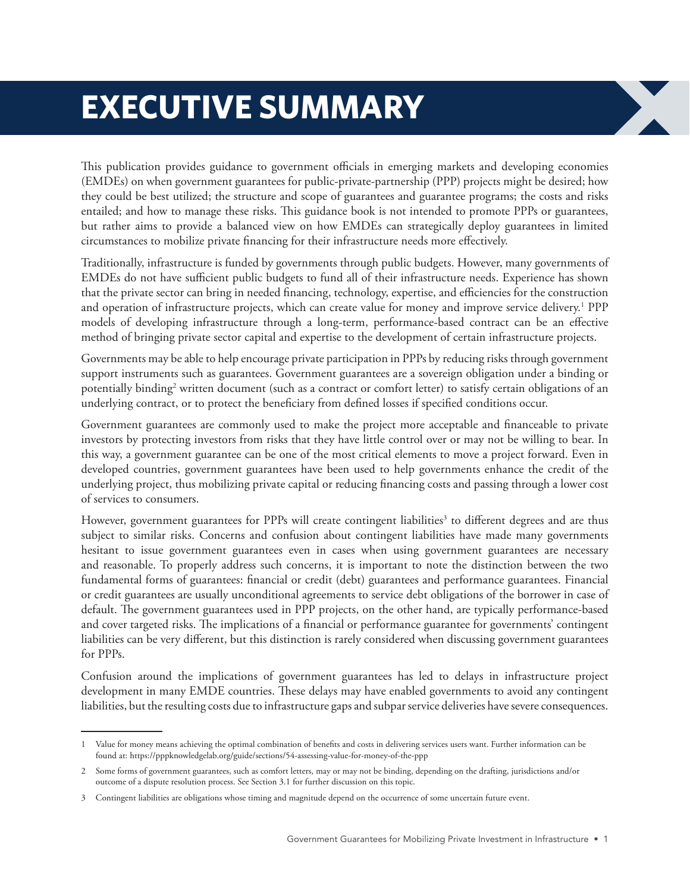# EXECUTIVE SUMMARY

This publication provides guidance to government officials in emerging markets and developing economies (EMDEs) on when government guarantees for public-private-partnership (PPP) projects might be desired; how they could be best utilized; the structure and scope of guarantees and guarantee programs; the costs and risks entailed; and how to manage these risks. This guidance book is not intended to promote PPPs or guarantees, but rather aims to provide a balanced view on how EMDEs can strategically deploy guarantees in limited circumstances to mobilize private financing for their infrastructure needs more effectively.

Traditionally, infrastructure is funded by governments through public budgets. However, many governments of EMDEs do not have sufficient public budgets to fund all of their infrastructure needs. Experience has shown that the private sector can bring in needed financing, technology, expertise, and efficiencies for the construction and operation of infrastructure projects, which can create value for money and improve service delivery.[1] PPP models of developing infrastructure through a long-term, performance-based contract can be an effective method of bringing private sector capital and expertise to the development of certain infrastructure projects.

Governments may be able to help encourage private participation in PPPs by reducing risks through government support instruments such as guarantees. Government guarantees are a sovereign obligation under a binding or potentially binding[2] written document (such as a contract or comfort letter) to satisfy certain obligations of an underlying contract, or to protect the beneficiary from defined losses if specified conditions occur.

Government guarantees are commonly used to make the project more acceptable and financeable to private investors by protecting investors from risks that they have little control over or may not be willing to bear. In this way, a government guarantee can be one of the most critical elements to move a project forward. Even in developed countries, government guarantees have been used to help governments enhance the credit of the underlying project, thus mobilizing private capital or reducing financing costs and passing through a lower cost of services to consumers.

However, government guarantees for PPPs will create contingent liabilities[3] to different degrees and are thus subject to similar risks. Concerns and confusion about contingent liabilities have made many governments hesitant to issue government guarantees even in cases when using government guarantees are necessary and reasonable. To properly address such concerns, it is important to note the distinction between the two fundamental forms of guarantees: financial or credit (debt) guarantees and performance guarantees. Financial or credit guarantees are usually unconditional agreements to service debt obligations of the borrower in case of default. The government guarantees used in PPP projects, on the other hand, are typically performance-based and cover targeted risks. The implications of a financial or performance guarantee for governments' contingent liabilities can be very different, but this distinction is rarely considered when discussing government guarantees for PPPs.

Confusion around the implications of government guarantees has led to delays in infrastructure project development in many EMDE countries. These delays may have enabled governments to avoid any contingent liabilities, but the resulting costs due to infrastructure gaps and subpar service deliveries have severe consequences.

---

1 Value for money means achieving the optimal combination of benefits and costs in delivering services users want. Further information can be found at: https://pppknowledgelab.org/guide/sections/54-assessing-value-for-money-of-the-ppp

2 Some forms of government guarantees, such as comfort letters, may or may not be binding, depending on the drafting, jurisdictions and/or outcome of a dispute resolution process. See Section 3.1 for further discussion on this topic.

3 Contingent liabilities are obligations whose timing and magnitude depend on the occurrence of some uncertain future event.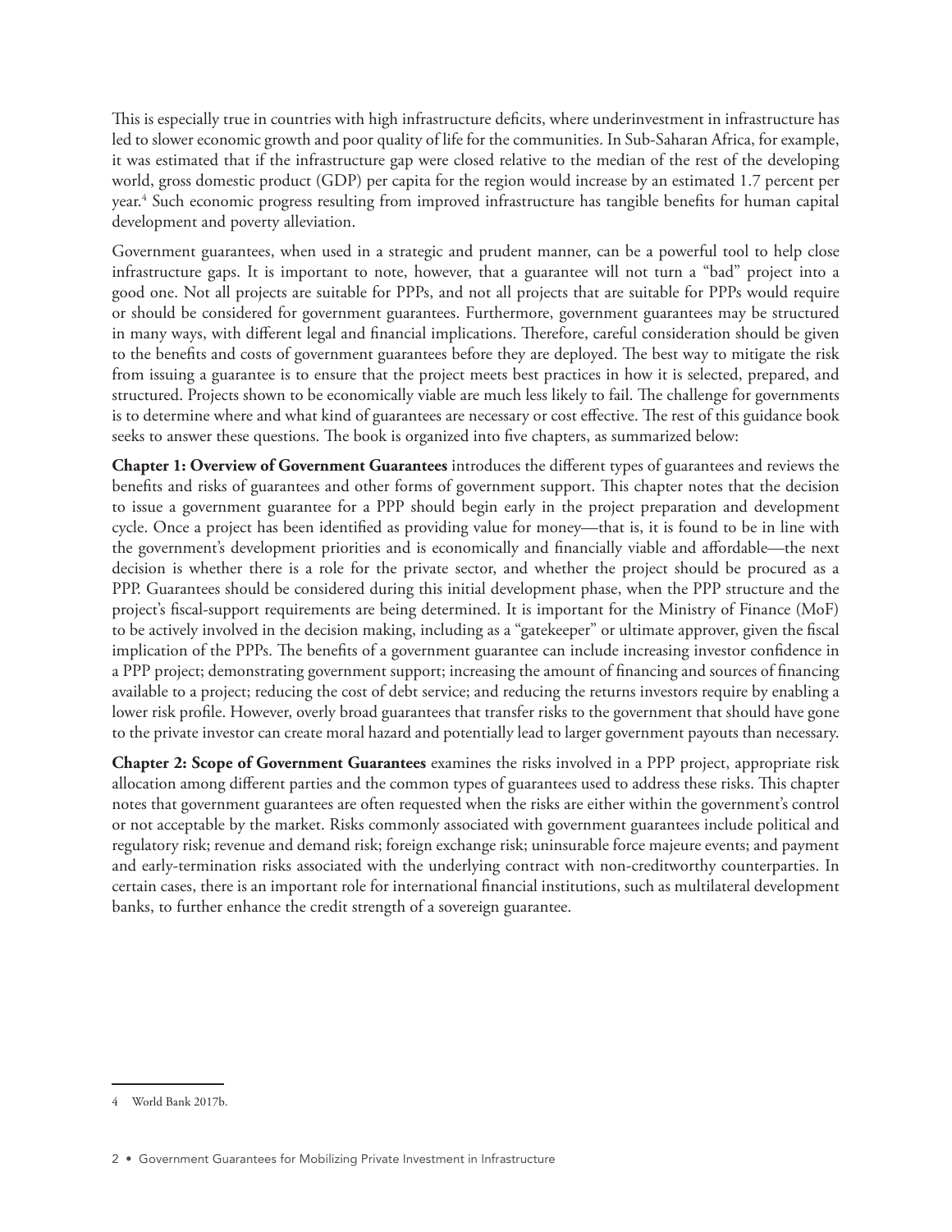This is especially true in countries with high infrastructure deficits, where underinvestment in infrastructure has led to slower economic growth and poor quality of life for the communities. In Sub-Saharan Africa, for example, it was estimated that if the infrastructure gap were closed relative to the median of the rest of the developing world, gross domestic product (GDP) per capita for the region would increase by an estimated 1.7 percent per year.[4] Such economic progress resulting from improved infrastructure has tangible benefits for human capital development and poverty alleviation.

Government guarantees, when used in a strategic and prudent manner, can be a powerful tool to help close infrastructure gaps. It is important to note, however, that a guarantee will not turn a "bad" project into a good one. Not all projects are suitable for PPPs, and not all projects that are suitable for PPPs would require or should be considered for government guarantees. Furthermore, government guarantees may be structured in many ways, with different legal and financial implications. Therefore, careful consideration should be given to the benefits and costs of government guarantees before they are deployed. The best way to mitigate the risk from issuing a guarantee is to ensure that the project meets best practices in how it is selected, prepared, and structured. Projects shown to be economically viable are much less likely to fail. The challenge for governments is to determine where and what kind of guarantees are necessary or cost effective. The rest of this guidance book seeks to answer these questions. The book is organized into five chapters, as summarized below:

**Chapter 1: Overview of Government Guarantees** introduces the different types of guarantees and reviews the benefits and risks of guarantees and other forms of government support. This chapter notes that the decision to issue a government guarantee for a PPP should begin early in the project preparation and development cycle. Once a project has been identified as providing value for money—that is, it is found to be in line with the government's development priorities and is economically and financially viable and affordable—the next decision is whether there is a role for the private sector, and whether the project should be procured as a PPP. Guarantees should be considered during this initial development phase, when the PPP structure and the project's fiscal-support requirements are being determined. It is important for the Ministry of Finance (MoF) to be actively involved in the decision making, including as a "gatekeeper" or ultimate approver, given the fiscal implication of the PPPs. The benefits of a government guarantee can include increasing investor confidence in a PPP project; demonstrating government support; increasing the amount of financing and sources of financing available to a project; reducing the cost of debt service; and reducing the returns investors require by enabling a lower risk profile. However, overly broad guarantees that transfer risks to the government that should have gone to the private investor can create moral hazard and potentially lead to larger government payouts than necessary.

**Chapter 2: Scope of Government Guarantees** examines the risks involved in a PPP project, appropriate risk allocation among different parties and the common types of guarantees used to address these risks. This chapter notes that government guarantees are often requested when the risks are either within the government's control or not acceptable by the market. Risks commonly associated with government guarantees include political and regulatory risk; revenue and demand risk; foreign exchange risk; uninsurable force majeure events; and payment and early-termination risks associated with the underlying contract with non-creditworthy counterparties. In certain cases, there is an important role for international financial institutions, such as multilateral development banks, to further enhance the credit strength of a sovereign guarantee.

---

4 World Bank 2017b.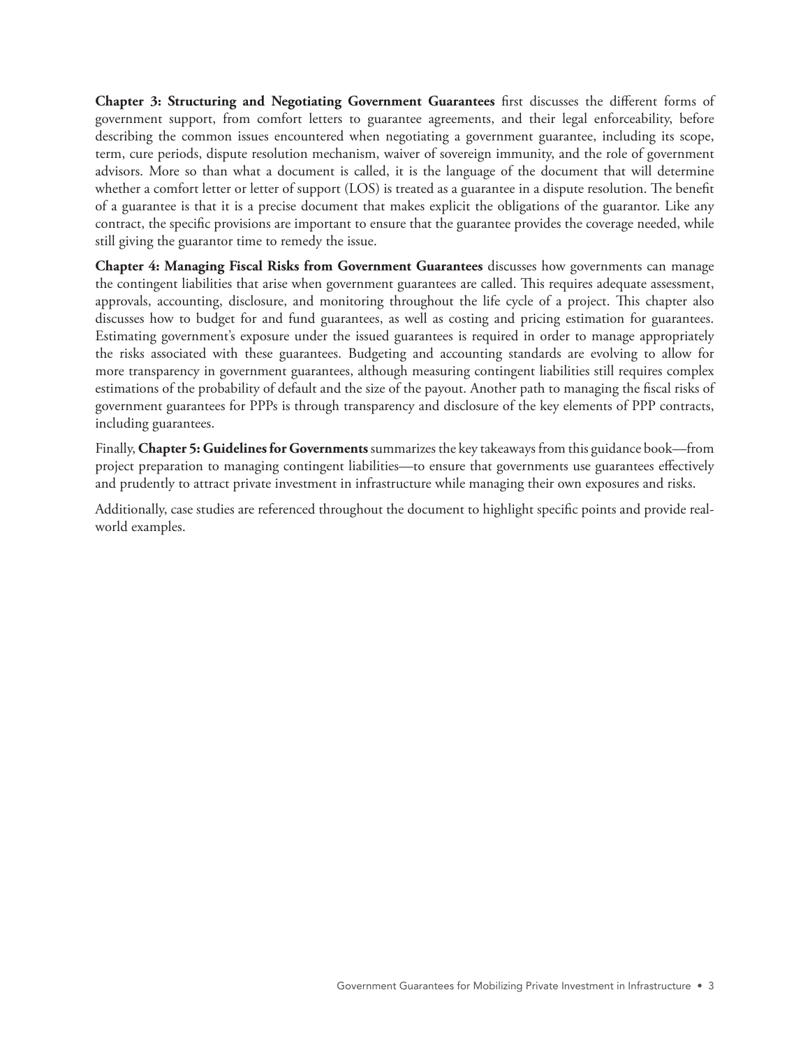**Chapter 3: Structuring and Negotiating Government Guarantees** first discusses the different forms of government support, from comfort letters to guarantee agreements, and their legal enforceability, before describing the common issues encountered when negotiating a government guarantee, including its scope, term, cure periods, dispute resolution mechanism, waiver of sovereign immunity, and the role of government advisors. More so than what a document is called, it is the language of the document that will determine whether a comfort letter or letter of support (LOS) is treated as a guarantee in a dispute resolution. The benefit of a guarantee is that it is a precise document that makes explicit the obligations of the guarantor. Like any contract, the specific provisions are important to ensure that the guarantee provides the coverage needed, while still giving the guarantor time to remedy the issue.

**Chapter 4: Managing Fiscal Risks from Government Guarantees** discusses how governments can manage the contingent liabilities that arise when government guarantees are called. This requires adequate assessment, approvals, accounting, disclosure, and monitoring throughout the life cycle of a project. This chapter also discusses how to budget for and fund guarantees, as well as costing and pricing estimation for guarantees. Estimating government's exposure under the issued guarantees is required in order to manage appropriately the risks associated with these guarantees. Budgeting and accounting standards are evolving to allow for more transparency in government guarantees, although measuring contingent liabilities still requires complex estimations of the probability of default and the size of the payout. Another path to managing the fiscal risks of government guarantees for PPPs is through transparency and disclosure of the key elements of PPP contracts, including guarantees.

Finally, **Chapter 5: Guidelines for Governments** summarizes the key takeaways from this guidance book—from project preparation to managing contingent liabilities—to ensure that governments use guarantees effectively and prudently to attract private investment in infrastructure while managing their own exposures and risks.

Additionally, case studies are referenced throughout the document to highlight specific points and provide real-world examples.